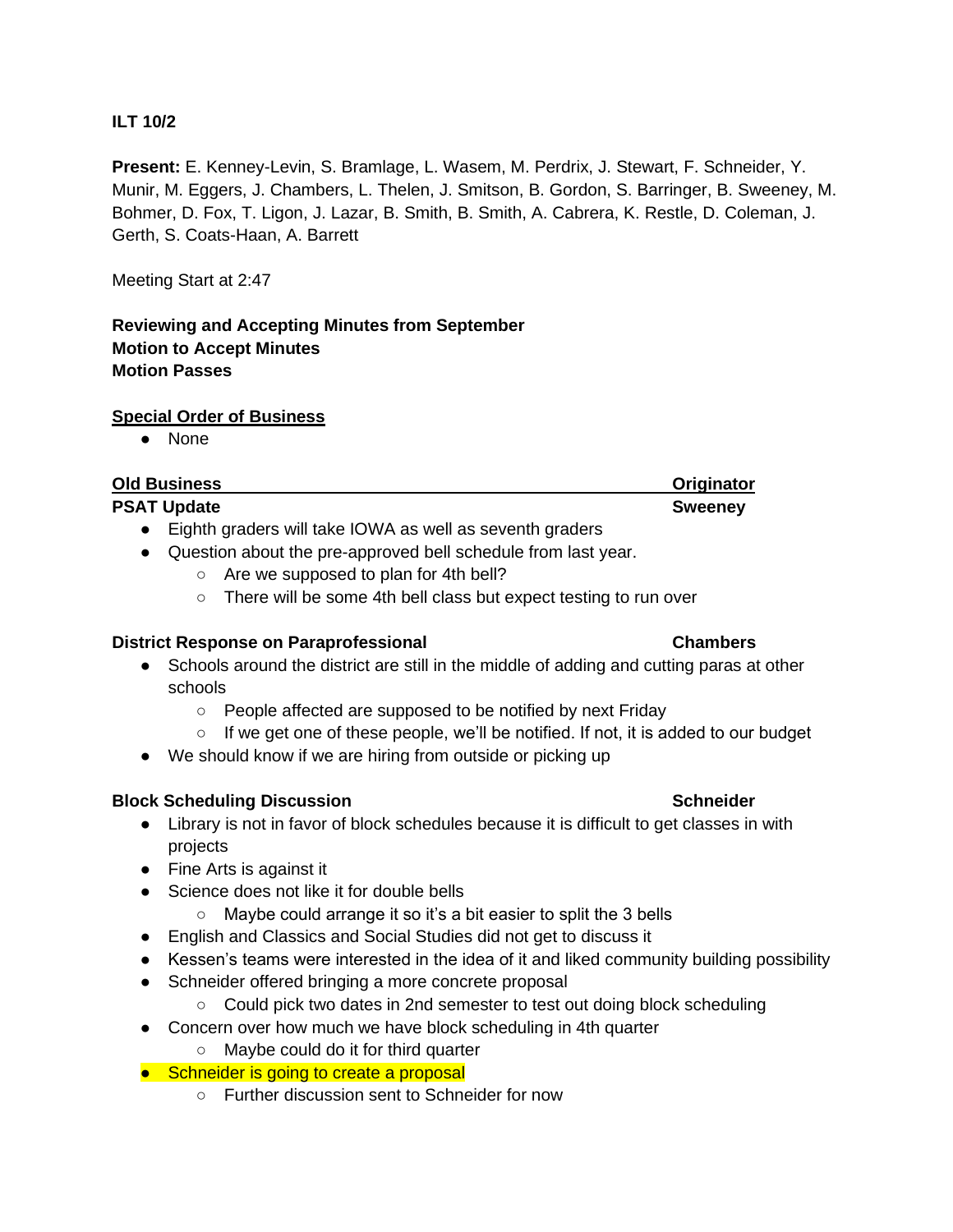**ILT 10/2**

**Present:** E. Kenney-Levin, S. Bramlage, L. Wasem, M. Perdrix, J. Stewart, F. Schneider, Y. Munir, M. Eggers, J. Chambers, L. Thelen, J. Smitson, B. Gordon, S. Barringer, B. Sweeney, M. Bohmer, D. Fox, T. Ligon, J. Lazar, B. Smith, B. Smith, A. Cabrera, K. Restle, D. Coleman, J. Gerth, S. Coats-Haan, A. Barrett

Meeting Start at 2:47

**Reviewing and Accepting Minutes from September**
**Motion to Accept Minutes**
**Motion Passes**

**Special Order of Business**

- None

| **Old Business** | **Originator** |
|---|---|
| **PSAT Update** | **Sweeney** |

- Eighth graders will take IOWA as well as seventh graders
- Question about the pre-approved bell schedule from last year.
  - Are we supposed to plan for 4th bell?
  - There will be some 4th bell class but expect testing to run over

**District Response on Paraprofessional** — **Chambers**

- Schools around the district are still in the middle of adding and cutting paras at other schools
  - People affected are supposed to be notified by next Friday
  - If we get one of these people, we'll be notified. If not, it is added to our budget
- We should know if we are hiring from outside or picking up

**Block Scheduling Discussion** — **Schneider**

- Library is not in favor of block schedules because it is difficult to get classes in with projects
- Fine Arts is against it
- Science does not like it for double bells
  - Maybe could arrange it so it's a bit easier to split the 3 bells
- English and Classics and Social Studies did not get to discuss it
- Kessen's teams were interested in the idea of it and liked community building possibility
- Schneider offered bringing a more concrete proposal
  - Could pick two dates in 2nd semester to test out doing block scheduling
- Concern over how much we have block scheduling in 4th quarter
  - Maybe could do it for third quarter
- Schneider is going to create a proposal
  - Further discussion sent to Schneider for now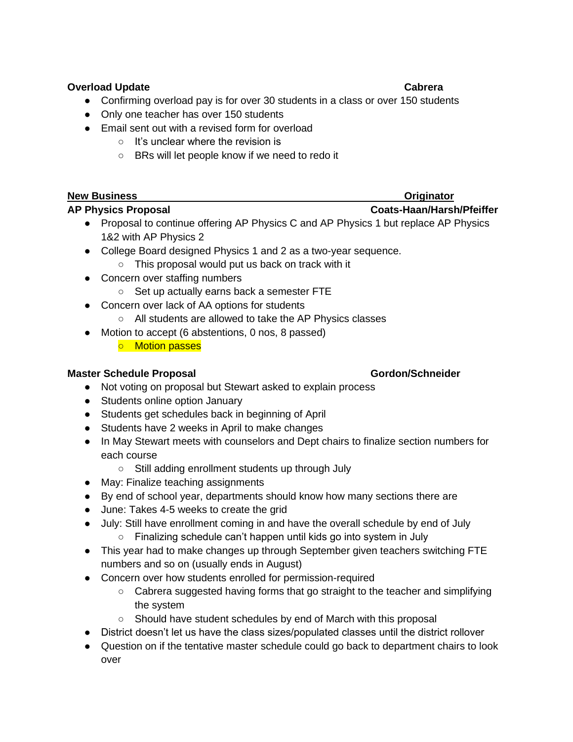**Overload Update** **Cabrera**

- Confirming overload pay is for over 30 students in a class or over 150 students
- Only one teacher has over 150 students
- Email sent out with a revised form for overload
  - It's unclear where the revision is
  - BRs will let people know if we need to redo it

**New Business** **Originator**

**AP Physics Proposal** **Coats-Haan/Harsh/Pfeiffer**

- Proposal to continue offering AP Physics C and AP Physics 1 but replace AP Physics 1&2 with AP Physics 2
- College Board designed Physics 1 and 2 as a two-year sequence.
  - This proposal would put us back on track with it
- Concern over staffing numbers
  - Set up actually earns back a semester FTE
- Concern over lack of AA options for students
  - All students are allowed to take the AP Physics classes
- Motion to accept (6 abstentions, 0 nos, 8 passed)
  - Motion passes

**Master Schedule Proposal** **Gordon/Schneider**

- Not voting on proposal but Stewart asked to explain process
- Students online option January
- Students get schedules back in beginning of April
- Students have 2 weeks in April to make changes
- In May Stewart meets with counselors and Dept chairs to finalize section numbers for each course
  - Still adding enrollment students up through July
- May: Finalize teaching assignments
- By end of school year, departments should know how many sections there are
- June: Takes 4-5 weeks to create the grid
- July: Still have enrollment coming in and have the overall schedule by end of July
  - Finalizing schedule can't happen until kids go into system in July
- This year had to make changes up through September given teachers switching FTE numbers and so on (usually ends in August)
- Concern over how students enrolled for permission-required
  - Cabrera suggested having forms that go straight to the teacher and simplifying the system
  - Should have student schedules by end of March with this proposal
- District doesn't let us have the class sizes/populated classes until the district rollover
- Question on if the tentative master schedule could go back to department chairs to look over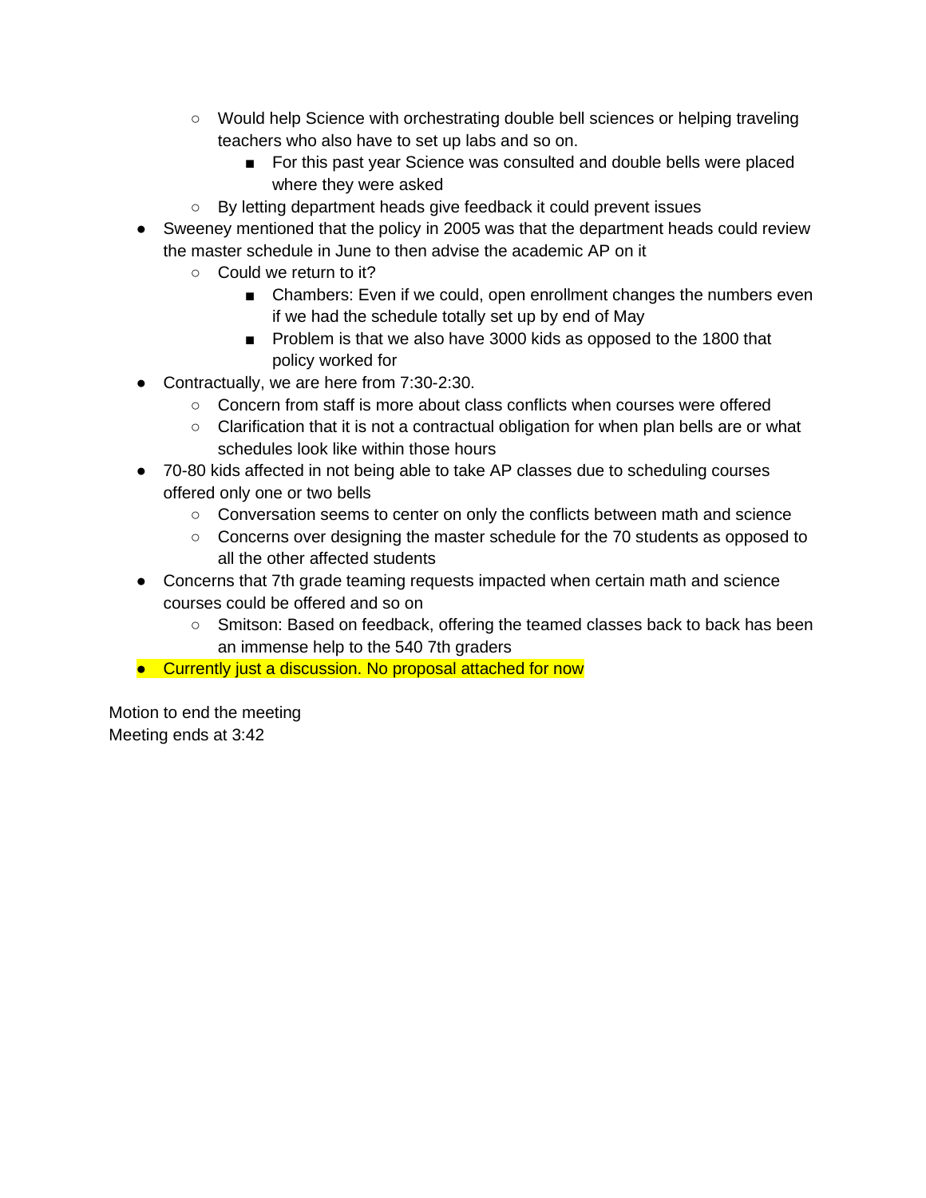- Would help Science with orchestrating double bell sciences or helping traveling teachers who also have to set up labs and so on.
    - For this past year Science was consulted and double bells were placed where they were asked
  - By letting department heads give feedback it could prevent issues
- Sweeney mentioned that the policy in 2005 was that the department heads could review the master schedule in June to then advise the academic AP on it
  - Could we return to it?
    - Chambers: Even if we could, open enrollment changes the numbers even if we had the schedule totally set up by end of May
    - Problem is that we also have 3000 kids as opposed to the 1800 that policy worked for
- Contractually, we are here from 7:30-2:30.
  - Concern from staff is more about class conflicts when courses were offered
  - Clarification that it is not a contractual obligation for when plan bells are or what schedules look like within those hours
- 70-80 kids affected in not being able to take AP classes due to scheduling courses offered only one or two bells
  - Conversation seems to center on only the conflicts between math and science
  - Concerns over designing the master schedule for the 70 students as opposed to all the other affected students
- Concerns that 7th grade teaming requests impacted when certain math and science courses could be offered and so on
  - Smitson: Based on feedback, offering the teamed classes back to back has been an immense help to the 540 7th graders
- Currently just a discussion. No proposal attached for now

Motion to end the meeting
Meeting ends at 3:42